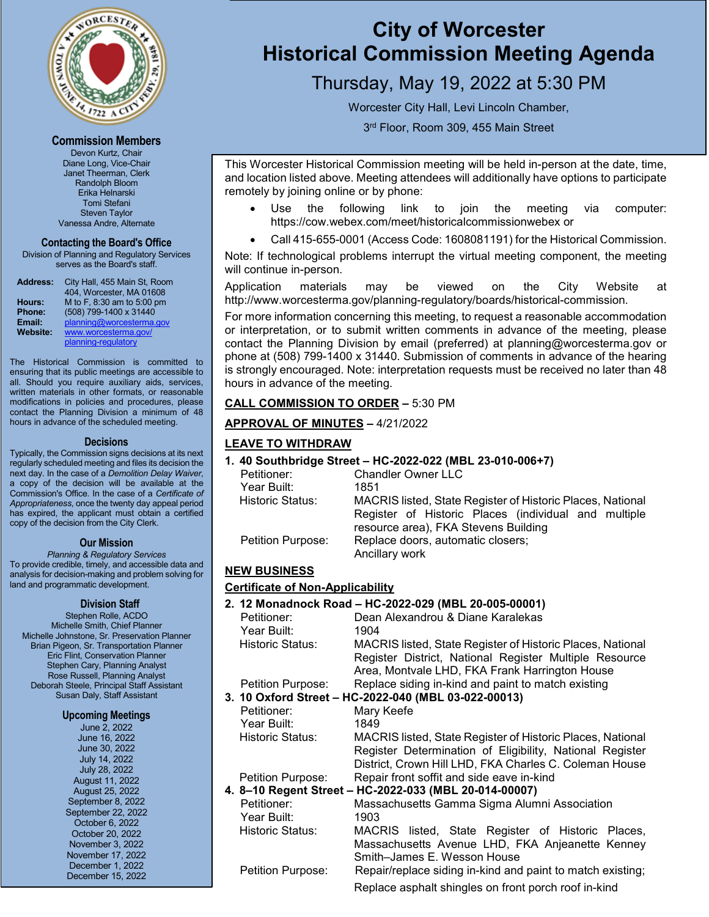# City of Worcester
# Historical Commission Meeting Agenda

## Thursday, May 19, 2022 at 5:30 PM

Worcester City Hall, Levi Lincoln Chamber,

3rd Floor, Room 309, 455 Main Street

### Commission Members

Devon Kurtz, Chair
Diane Long, Vice-Chair
Janet Theerman, Clerk
Randolph Bloom
Erika Helnarski
Tomi Stefani
Steven Taylor
Vanessa Andre, Alternate

### Contacting the Board's Office

Division of Planning and Regulatory Services serves as the Board's staff.

**Address:** City Hall, 455 Main St, Room 404, Worcester, MA 01608
**Hours:** M to F, 8:30 am to 5:00 pm
**Phone:** (508) 799-1400 x 31440
**Email:** planning@worcesterma.gov
**Website:** www.worcesterma.gov/planning-regulatory

The Historical Commission is committed to ensuring that its public meetings are accessible to all. Should you require auxiliary aids, services, written materials in other formats, or reasonable modifications in policies and procedures, please contact the Planning Division a minimum of 48 hours in advance of the scheduled meeting.

### Decisions

Typically, the Commission signs decisions at its next regularly scheduled meeting and files its decision the next day. In the case of a *Demolition Delay Waiver*, a copy of the decision will be available at the Commission's Office. In the case of a *Certificate of Appropriateness*, once the twenty day appeal period has expired, the applicant must obtain a certified copy of the decision from the City Clerk.

### Our Mission

*Planning & Regulatory Services*
To provide credible, timely, and accessible data and analysis for decision-making and problem solving for land and programmatic development.

### Division Staff

Stephen Rolle, ACDO
Michelle Smith, Chief Planner
Michelle Johnstone, Sr. Preservation Planner
Brian Pigeon, Sr. Transportation Planner
Eric Flint, Conservation Planner
Stephen Cary, Planning Analyst
Rose Russell, Planning Analyst
Deborah Steele, Principal Staff Assistant
Susan Daly, Staff Assistant

### Upcoming Meetings

June 2, 2022
June 16, 2022
June 30, 2022
July 14, 2022
July 28, 2022
August 11, 2022
August 25, 2022
September 8, 2022
September 22, 2022
October 6, 2022
October 20, 2022
November 3, 2022
November 17, 2022
December 1, 2022
December 15, 2022

---

This Worcester Historical Commission meeting will be held in-person at the date, time, and location listed above. Meeting attendees will additionally have options to participate remotely by joining online or by phone:

- Use the following link to join the meeting via computer: https://cow.webex.com/meet/historicalcommissionwebex or
- Call 415-655-0001 (Access Code: 1608081191) for the Historical Commission.

Note: If technological problems interrupt the virtual meeting component, the meeting will continue in-person.

Application materials may be viewed on the City Website at http://www.worcesterma.gov/planning-regulatory/boards/historical-commission.

For more information concerning this meeting, to request a reasonable accommodation or interpretation, or to submit written comments in advance of the meeting, please contact the Planning Division by email (preferred) at planning@worcesterma.gov or phone at (508) 799-1400 x 31440. Submission of comments in advance of the hearing is strongly encouraged. Note: interpretation requests must be received no later than 48 hours in advance of the meeting.

**CALL COMMISSION TO ORDER** – 5:30 PM

**APPROVAL OF MINUTES** – 4/21/2022

**LEAVE TO WITHDRAW**

**1. 40 Southbridge Street – HC-2022-022 (MBL 23-010-006+7)**

| | |
|---|---|
| Petitioner: | Chandler Owner LLC |
| Year Built: | 1851 |
| Historic Status: | MACRIS listed, State Register of Historic Places, National Register of Historic Places (individual and multiple resource area), FKA Stevens Building |
| Petition Purpose: | Replace doors, automatic closers; Ancillary work |

**NEW BUSINESS**

**Certificate of Non-Applicability**

**2. 12 Monadnock Road – HC-2022-029 (MBL 20-005-00001)**

| | |
|---|---|
| Petitioner: | Dean Alexandrou & Diane Karalekas |
| Year Built: | 1904 |
| Historic Status: | MACRIS listed, State Register of Historic Places, National Register District, National Register Multiple Resource Area, Montvale LHD, FKA Frank Harrington House |
| Petition Purpose: | Replace siding in-kind and paint to match existing |

**3. 10 Oxford Street – HC-2022-040 (MBL 03-022-00013)**

| | |
|---|---|
| Petitioner: | Mary Keefe |
| Year Built: | 1849 |
| Historic Status: | MACRIS listed, State Register of Historic Places, National Register Determination of Eligibility, National Register District, Crown Hill LHD, FKA Charles C. Coleman House |
| Petition Purpose: | Repair front soffit and side eave in-kind |

**4. 8–10 Regent Street – HC-2022-033 (MBL 20-014-00007)**

| | |
|---|---|
| Petitioner: | Massachusetts Gamma Sigma Alumni Association |
| Year Built: | 1903 |
| Historic Status: | MACRIS listed, State Register of Historic Places, Massachusetts Avenue LHD, FKA Anjeanette Kenney Smith–James E. Wesson House |
| Petition Purpose: | Repair/replace siding in-kind and paint to match existing; Replace asphalt shingles on front porch roof in-kind |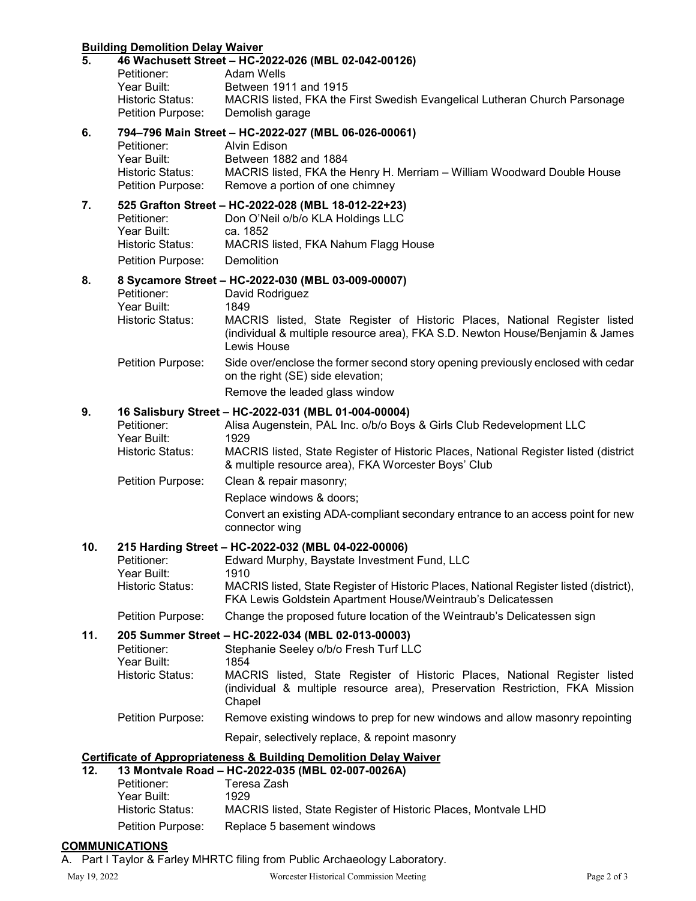**Building Demolition Delay Waiver**

**5. 46 Wachusett Street – HC-2022-026 (MBL 02-042-00126)**

Petitioner: Adam Wells
Year Built: Between 1911 and 1915
Historic Status: MACRIS listed, FKA the First Swedish Evangelical Lutheran Church Parsonage
Petition Purpose: Demolish garage

**6. 794–796 Main Street – HC-2022-027 (MBL 06-026-00061)**

Petitioner: Alvin Edison
Year Built: Between 1882 and 1884
Historic Status: MACRIS listed, FKA the Henry H. Merriam – William Woodward Double House
Petition Purpose: Remove a portion of one chimney

**7. 525 Grafton Street – HC-2022-028 (MBL 18-012-22+23)**

Petitioner: Don O'Neil o/b/o KLA Holdings LLC
Year Built: ca. 1852
Historic Status: MACRIS listed, FKA Nahum Flagg House
Petition Purpose: Demolition

**8. 8 Sycamore Street – HC-2022-030 (MBL 03-009-00007)**

Petitioner: David Rodriguez
Year Built: 1849
Historic Status: MACRIS listed, State Register of Historic Places, National Register listed (individual & multiple resource area), FKA S.D. Newton House/Benjamin & James Lewis House
Petition Purpose: Side over/enclose the former second story opening previously enclosed with cedar on the right (SE) side elevation;
Remove the leaded glass window

**9. 16 Salisbury Street – HC-2022-031 (MBL 01-004-00004)**

Petitioner: Alisa Augenstein, PAL Inc. o/b/o Boys & Girls Club Redevelopment LLC
Year Built: 1929
Historic Status: MACRIS listed, State Register of Historic Places, National Register listed (district & multiple resource area), FKA Worcester Boys' Club
Petition Purpose: Clean & repair masonry;
Replace windows & doors;
Convert an existing ADA-compliant secondary entrance to an access point for new connector wing

**10. 215 Harding Street – HC-2022-032 (MBL 04-022-00006)**

Petitioner: Edward Murphy, Baystate Investment Fund, LLC
Year Built: 1910
Historic Status: MACRIS listed, State Register of Historic Places, National Register listed (district), FKA Lewis Goldstein Apartment House/Weintraub's Delicatessen
Petition Purpose: Change the proposed future location of the Weintraub's Delicatessen sign

**11. 205 Summer Street – HC-2022-034 (MBL 02-013-00003)**

Petitioner: Stephanie Seeley o/b/o Fresh Turf LLC
Year Built: 1854
Historic Status: MACRIS listed, State Register of Historic Places, National Register listed (individual & multiple resource area), Preservation Restriction, FKA Mission Chapel
Petition Purpose: Remove existing windows to prep for new windows and allow masonry repointing
Repair, selectively replace, & repoint masonry

**Certificate of Appropriateness & Building Demolition Delay Waiver**

**12. 13 Montvale Road – HC-2022-035 (MBL 02-007-0026A)**

Petitioner: Teresa Zash
Year Built: 1929
Historic Status: MACRIS listed, State Register of Historic Places, Montvale LHD
Petition Purpose: Replace 5 basement windows

**COMMUNICATIONS**

A. Part I Taylor & Farley MHRTC filing from Public Archaeology Laboratory.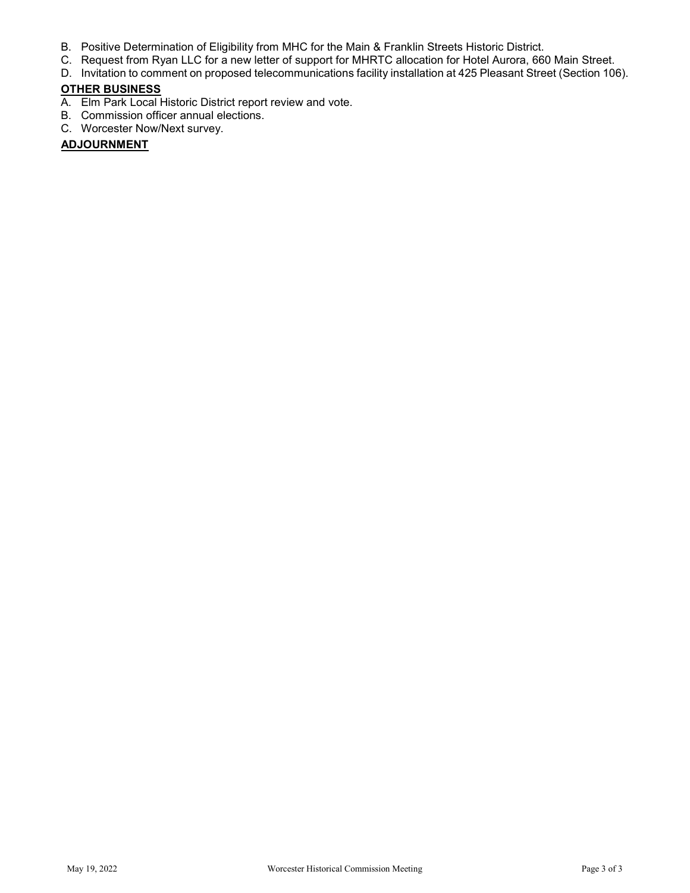B. Positive Determination of Eligibility from MHC for the Main & Franklin Streets Historic District.
C. Request from Ryan LLC for a new letter of support for MHRTC allocation for Hotel Aurora, 660 Main Street.
D. Invitation to comment on proposed telecommunications facility installation at 425 Pleasant Street (Section 106).

**OTHER BUSINESS**

A. Elm Park Local Historic District report review and vote.
B. Commission officer annual elections.
C. Worcester Now/Next survey.

**ADJOURNMENT**